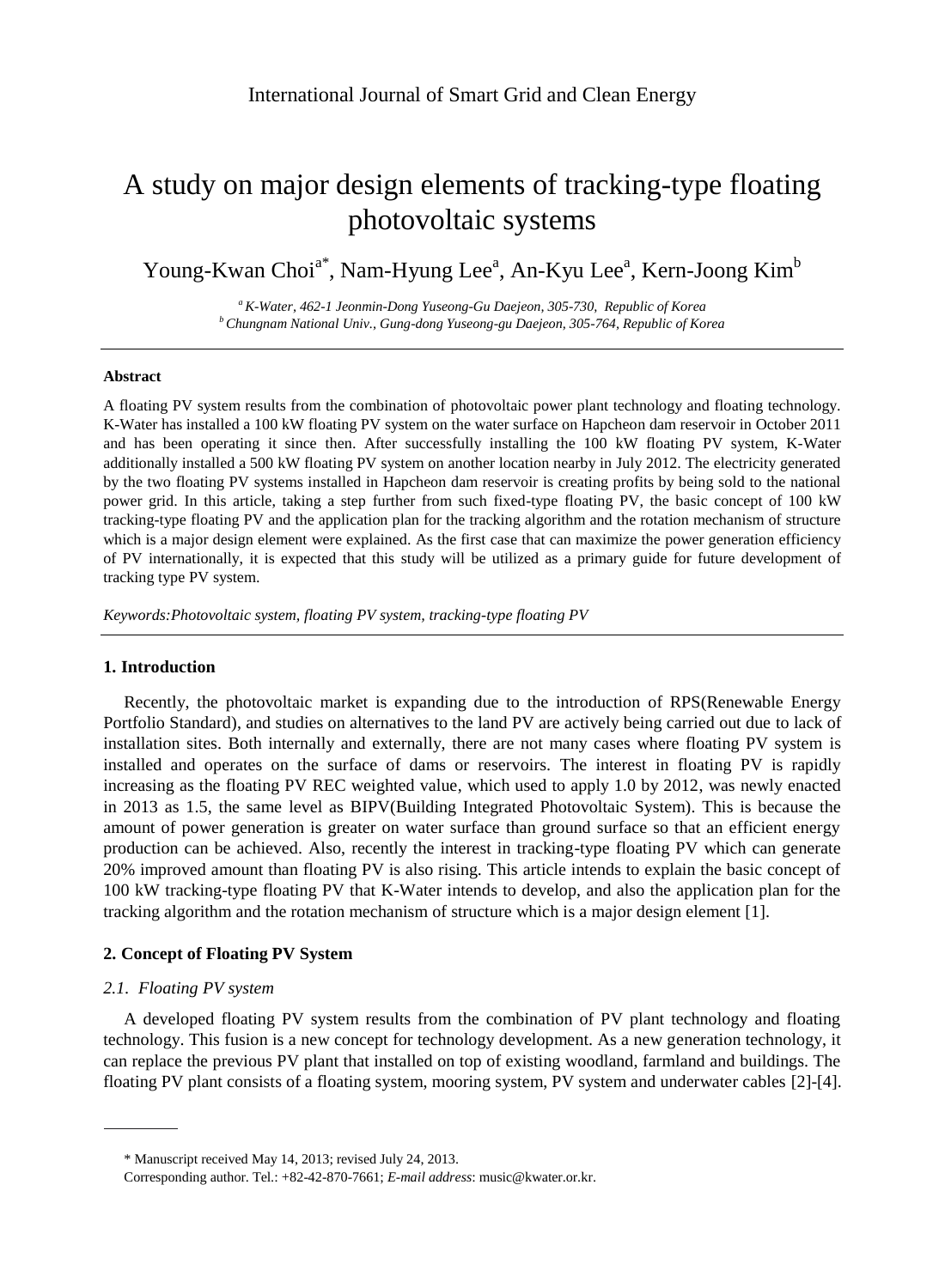International Journal of Smart Grid and Clean Energy

# A study on major design elements of tracking-type floating photovoltaic systems

Young-Kwan Choi[a*], Nam-Hyung Lee[a], An-Kyu Lee[a], Kern-Joong Kim[b]

*[a] K-Water, 462-1 Jeonmin-Dong Yuseong-Gu Daejeon, 305-730, Republic of Korea*
*[b] Chungnam National Univ., Gung-dong Yuseong-gu Daejeon, 305-764, Republic of Korea*

---

**Abstract**

A floating PV system results from the combination of photovoltaic power plant technology and floating technology. K-Water has installed a 100 kW floating PV system on the water surface on Hapcheon dam reservoir in October 2011 and has been operating it since then. After successfully installing the 100 kW floating PV system, K-Water additionally installed a 500 kW floating PV system on another location nearby in July 2012. The electricity generated by the two floating PV systems installed in Hapcheon dam reservoir is creating profits by being sold to the national power grid. In this article, taking a step further from such fixed-type floating PV, the basic concept of 100 kW tracking-type floating PV and the application plan for the tracking algorithm and the rotation mechanism of structure which is a major design element were explained. As the first case that can maximize the power generation efficiency of PV internationally, it is expected that this study will be utilized as a primary guide for future development of tracking type PV system.

*Keywords:Photovoltaic system, floating PV system, tracking-type floating PV*

---

## 1. Introduction

Recently, the photovoltaic market is expanding due to the introduction of RPS(Renewable Energy Portfolio Standard), and studies on alternatives to the land PV are actively being carried out due to lack of installation sites. Both internally and externally, there are not many cases where floating PV system is installed and operates on the surface of dams or reservoirs. The interest in floating PV is rapidly increasing as the floating PV REC weighted value, which used to apply 1.0 by 2012, was newly enacted in 2013 as 1.5, the same level as BIPV(Building Integrated Photovoltaic System). This is because the amount of power generation is greater on water surface than ground surface so that an efficient energy production can be achieved. Also, recently the interest in tracking-type floating PV which can generate 20% improved amount than floating PV is also rising. This article intends to explain the basic concept of 100 kW tracking-type floating PV that K-Water intends to develop, and also the application plan for the tracking algorithm and the rotation mechanism of structure which is a major design element [1].

## 2. Concept of Floating PV System

### *2.1. Floating PV system*

A developed floating PV system results from the combination of PV plant technology and floating technology. This fusion is a new concept for technology development. As a new generation technology, it can replace the previous PV plant that installed on top of existing woodland, farmland and buildings. The floating PV plant consists of a floating system, mooring system, PV system and underwater cables [2]-[4].

---

\* Manuscript received May 14, 2013; revised July 24, 2013.

Corresponding author. Tel.: +82-42-870-7661; *E-mail address*: music@kwater.or.kr.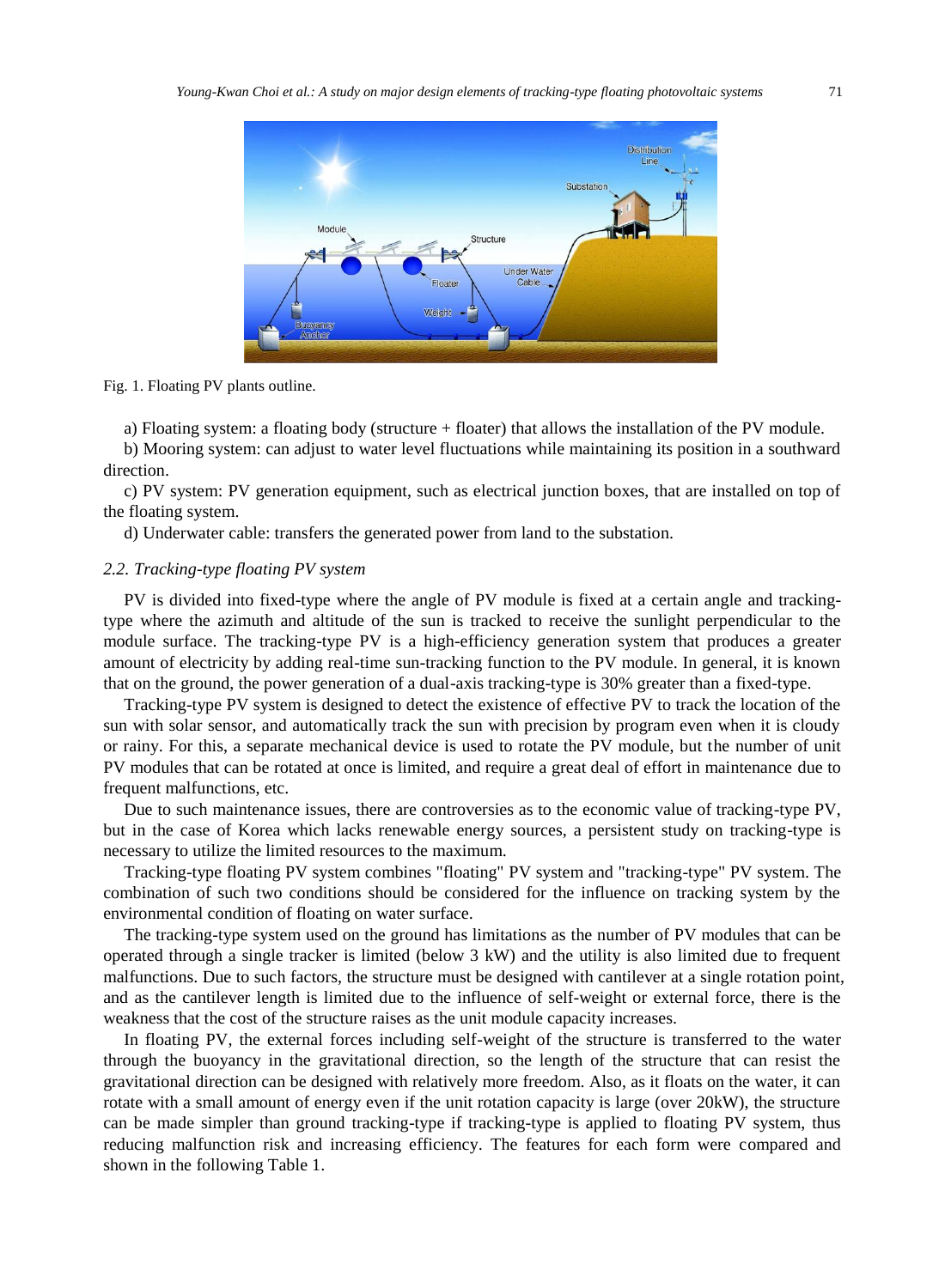Fig. 1. Floating PV plants outline.

a) Floating system: a floating body (structure + floater) that allows the installation of the PV module.

b) Mooring system: can adjust to water level fluctuations while maintaining its position in a southward direction.

c) PV system: PV generation equipment, such as electrical junction boxes, that are installed on top of the floating system.

d) Underwater cable: transfers the generated power from land to the substation.

### *2.2. Tracking-type floating PV system*

PV is divided into fixed-type where the angle of PV module is fixed at a certain angle and tracking-type where the azimuth and altitude of the sun is tracked to receive the sunlight perpendicular to the module surface. The tracking-type PV is a high-efficiency generation system that produces a greater amount of electricity by adding real-time sun-tracking function to the PV module. In general, it is known that on the ground, the power generation of a dual-axis tracking-type is 30% greater than a fixed-type.

Tracking-type PV system is designed to detect the existence of effective PV to track the location of the sun with solar sensor, and automatically track the sun with precision by program even when it is cloudy or rainy. For this, a separate mechanical device is used to rotate the PV module, but the number of unit PV modules that can be rotated at once is limited, and require a great deal of effort in maintenance due to frequent malfunctions, etc.

Due to such maintenance issues, there are controversies as to the economic value of tracking-type PV, but in the case of Korea which lacks renewable energy sources, a persistent study on tracking-type is necessary to utilize the limited resources to the maximum.

Tracking-type floating PV system combines "floating" PV system and "tracking-type" PV system. The combination of such two conditions should be considered for the influence on tracking system by the environmental condition of floating on water surface.

The tracking-type system used on the ground has limitations as the number of PV modules that can be operated through a single tracker is limited (below 3 kW) and the utility is also limited due to frequent malfunctions. Due to such factors, the structure must be designed with cantilever at a single rotation point, and as the cantilever length is limited due to the influence of self-weight or external force, there is the weakness that the cost of the structure raises as the unit module capacity increases.

In floating PV, the external forces including self-weight of the structure is transferred to the water through the buoyancy in the gravitational direction, so the length of the structure that can resist the gravitational direction can be designed with relatively more freedom. Also, as it floats on the water, it can rotate with a small amount of energy even if the unit rotation capacity is large (over 20kW), the structure can be made simpler than ground tracking-type if tracking-type is applied to floating PV system, thus reducing malfunction risk and increasing efficiency. The features for each form were compared and shown in the following Table 1.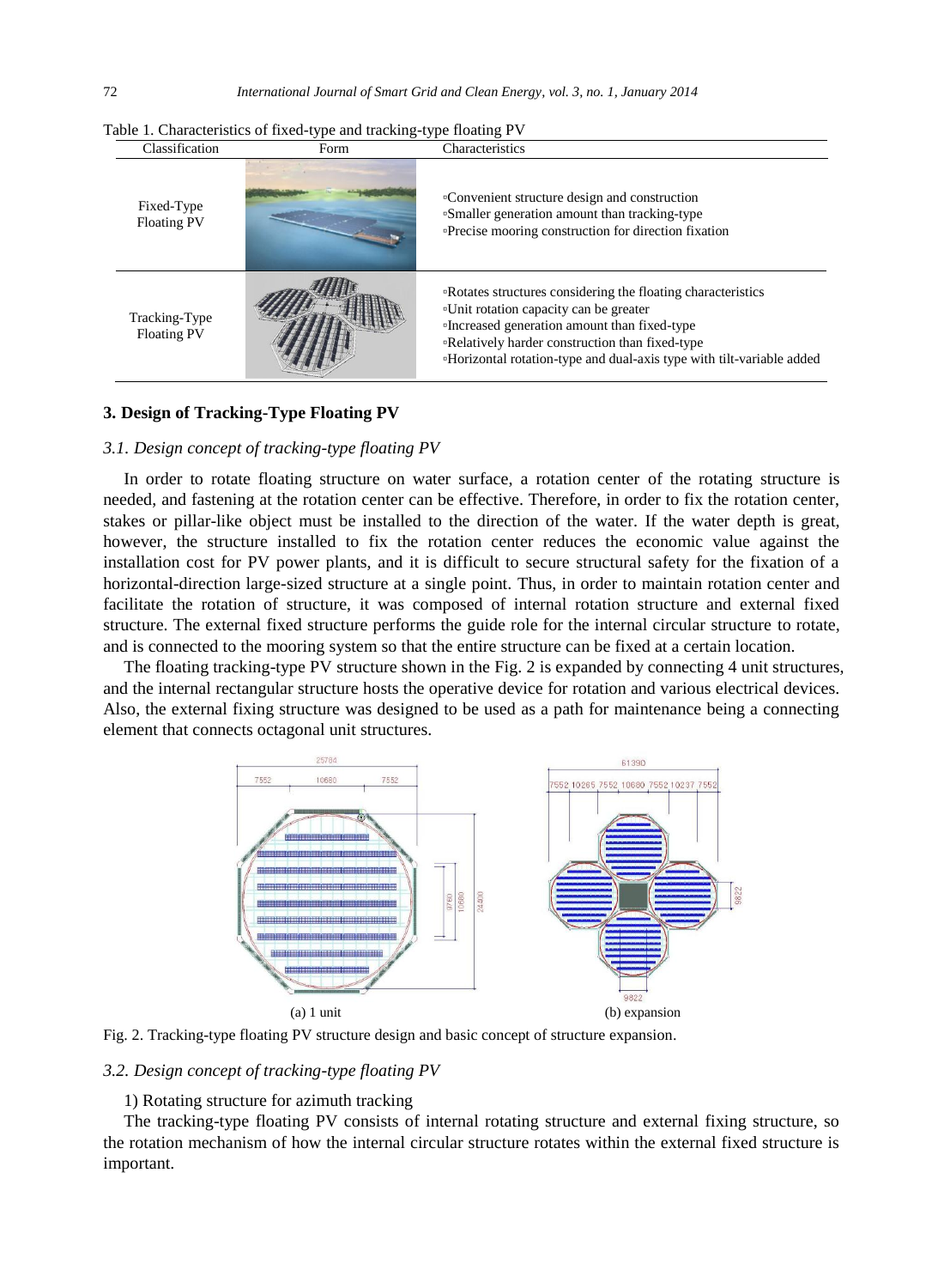Table 1. Characteristics of fixed-type and tracking-type floating PV

| Classification | Form | Characteristics |
|---|---|---|
| Fixed-Type Floating PV | | ▫Convenient structure design and construction<br>▫Smaller generation amount than tracking-type<br>▫Precise mooring construction for direction fixation |
| Tracking-Type Floating PV | | ▫Rotates structures considering the floating characteristics<br>▫Unit rotation capacity can be greater<br>▫Increased generation amount than fixed-type<br>▫Relatively harder construction than fixed-type<br>▫Horizontal rotation-type and dual-axis type with tilt-variable added |

## 3. Design of Tracking-Type Floating PV

### *3.1. Design concept of tracking-type floating PV*

In order to rotate floating structure on water surface, a rotation center of the rotating structure is needed, and fastening at the rotation center can be effective. Therefore, in order to fix the rotation center, stakes or pillar-like object must be installed to the direction of the water. If the water depth is great, however, the structure installed to fix the rotation center reduces the economic value against the installation cost for PV power plants, and it is difficult to secure structural safety for the fixation of a horizontal-direction large-sized structure at a single point. Thus, in order to maintain rotation center and facilitate the rotation of structure, it was composed of internal rotation structure and external fixed structure. The external fixed structure performs the guide role for the internal circular structure to rotate, and is connected to the mooring system so that the entire structure can be fixed at a certain location.

The floating tracking-type PV structure shown in the Fig. 2 is expanded by connecting 4 unit structures, and the internal rectangular structure hosts the operative device for rotation and various electrical devices. Also, the external fixing structure was designed to be used as a path for maintenance being a connecting element that connects octagonal unit structures.

(a) 1 unit (b) expansion

Fig. 2. Tracking-type floating PV structure design and basic concept of structure expansion.

### *3.2. Design concept of tracking-type floating PV*

1) Rotating structure for azimuth tracking

The tracking-type floating PV consists of internal rotating structure and external fixing structure, so the rotation mechanism of how the internal circular structure rotates within the external fixed structure is important.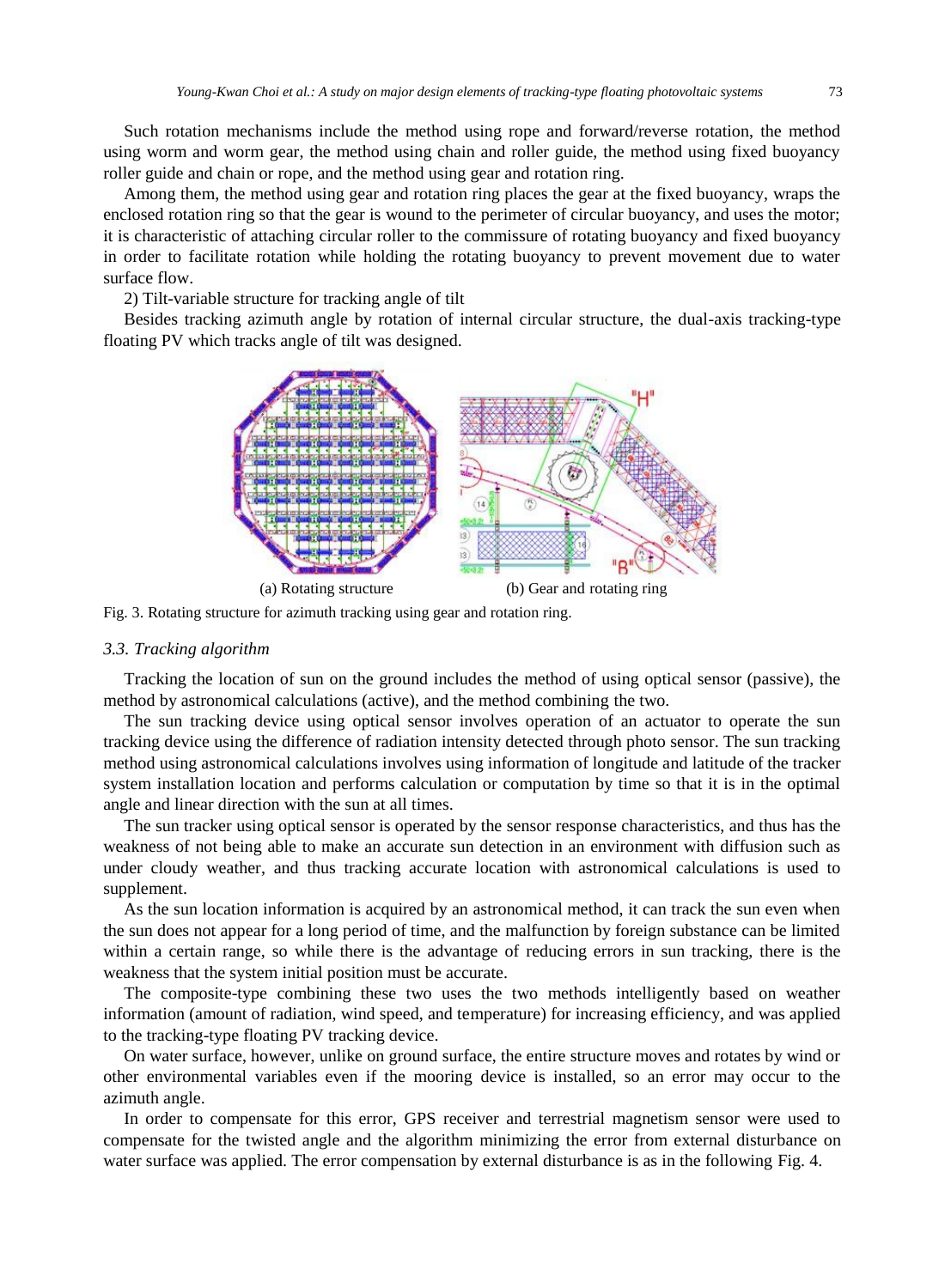Such rotation mechanisms include the method using rope and forward/reverse rotation, the method using worm and worm gear, the method using chain and roller guide, the method using fixed buoyancy roller guide and chain or rope, and the method using gear and rotation ring.

Among them, the method using gear and rotation ring places the gear at the fixed buoyancy, wraps the enclosed rotation ring so that the gear is wound to the perimeter of circular buoyancy, and uses the motor; it is characteristic of attaching circular roller to the commissure of rotating buoyancy and fixed buoyancy in order to facilitate rotation while holding the rotating buoyancy to prevent movement due to water surface flow.

2) Tilt-variable structure for tracking angle of tilt

Besides tracking azimuth angle by rotation of internal circular structure, the dual-axis tracking-type floating PV which tracks angle of tilt was designed.

(a) Rotating structure (b) Gear and rotating ring

Fig. 3. Rotating structure for azimuth tracking using gear and rotation ring.

### *3.3. Tracking algorithm*

Tracking the location of sun on the ground includes the method of using optical sensor (passive), the method by astronomical calculations (active), and the method combining the two.

The sun tracking device using optical sensor involves operation of an actuator to operate the sun tracking device using the difference of radiation intensity detected through photo sensor. The sun tracking method using astronomical calculations involves using information of longitude and latitude of the tracker system installation location and performs calculation or computation by time so that it is in the optimal angle and linear direction with the sun at all times.

The sun tracker using optical sensor is operated by the sensor response characteristics, and thus has the weakness of not being able to make an accurate sun detection in an environment with diffusion such as under cloudy weather, and thus tracking accurate location with astronomical calculations is used to supplement.

As the sun location information is acquired by an astronomical method, it can track the sun even when the sun does not appear for a long period of time, and the malfunction by foreign substance can be limited within a certain range, so while there is the advantage of reducing errors in sun tracking, there is the weakness that the system initial position must be accurate.

The composite-type combining these two uses the two methods intelligently based on weather information (amount of radiation, wind speed, and temperature) for increasing efficiency, and was applied to the tracking-type floating PV tracking device.

On water surface, however, unlike on ground surface, the entire structure moves and rotates by wind or other environmental variables even if the mooring device is installed, so an error may occur to the azimuth angle.

In order to compensate for this error, GPS receiver and terrestrial magnetism sensor were used to compensate for the twisted angle and the algorithm minimizing the error from external disturbance on water surface was applied. The error compensation by external disturbance is as in the following Fig. 4.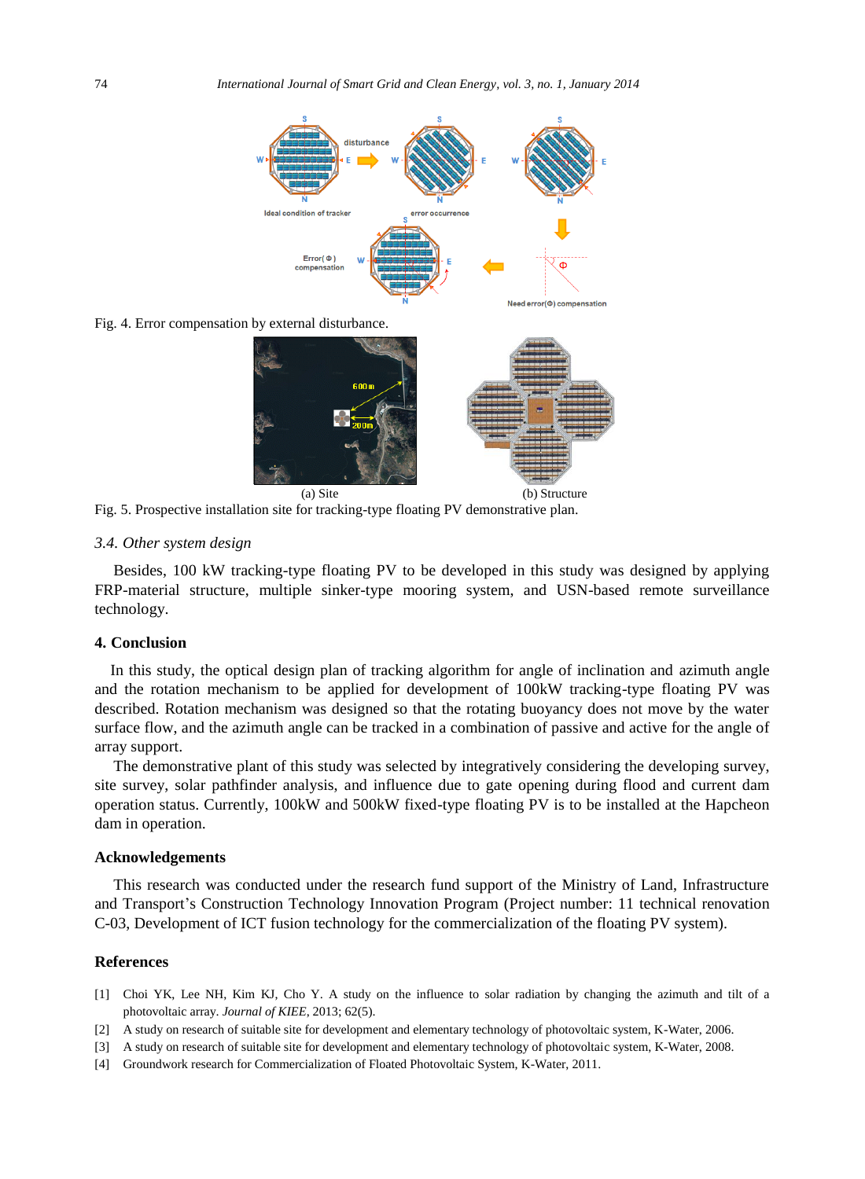Fig. 4. Error compensation by external disturbance.

(a) Site

(b) Structure

Fig. 5. Prospective installation site for tracking-type floating PV demonstrative plan.

### *3.4. Other system design*

Besides, 100 kW tracking-type floating PV to be developed in this study was designed by applying FRP-material structure, multiple sinker-type mooring system, and USN-based remote surveillance technology.

## 4. Conclusion

In this study, the optical design plan of tracking algorithm for angle of inclination and azimuth angle and the rotation mechanism to be applied for development of 100kW tracking-type floating PV was described. Rotation mechanism was designed so that the rotating buoyancy does not move by the water surface flow, and the azimuth angle can be tracked in a combination of passive and active for the angle of array support.

The demonstrative plant of this study was selected by integratively considering the developing survey, site survey, solar pathfinder analysis, and influence due to gate opening during flood and current dam operation status. Currently, 100kW and 500kW fixed-type floating PV is to be installed at the Hapcheon dam in operation.

## Acknowledgements

This research was conducted under the research fund support of the Ministry of Land, Infrastructure and Transport's Construction Technology Innovation Program (Project number: 11 technical renovation C-03, Development of ICT fusion technology for the commercialization of the floating PV system).

## References

[1] Choi YK, Lee NH, Kim KJ, Cho Y. A study on the influence to solar radiation by changing the azimuth and tilt of a photovoltaic array. *Journal of KIEE*, 2013; 62(5).

[2] A study on research of suitable site for development and elementary technology of photovoltaic system, K-Water, 2006.

[3] A study on research of suitable site for development and elementary technology of photovoltaic system, K-Water, 2008.

[4] Groundwork research for Commercialization of Floated Photovoltaic System, K-Water, 2011.